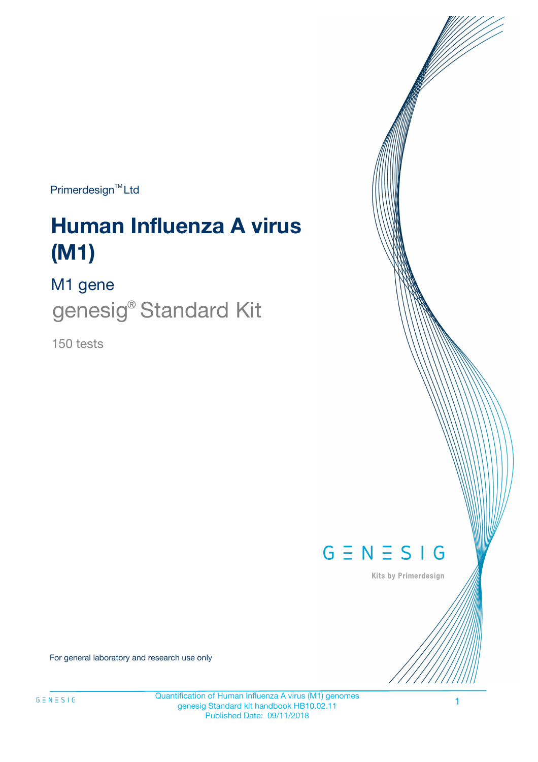Primerdesign™ Ltd

# Human Influenza A virus (M1)

## M1 gene

genesig® Standard Kit

150 tests

GENESIG

Kits by Primerdesign

For general laboratory and research use only

Quantification of Human Influenza A virus (M1) genomes
genesig Standard kit handbook HB10.02.11
Published Date: 09/11/2018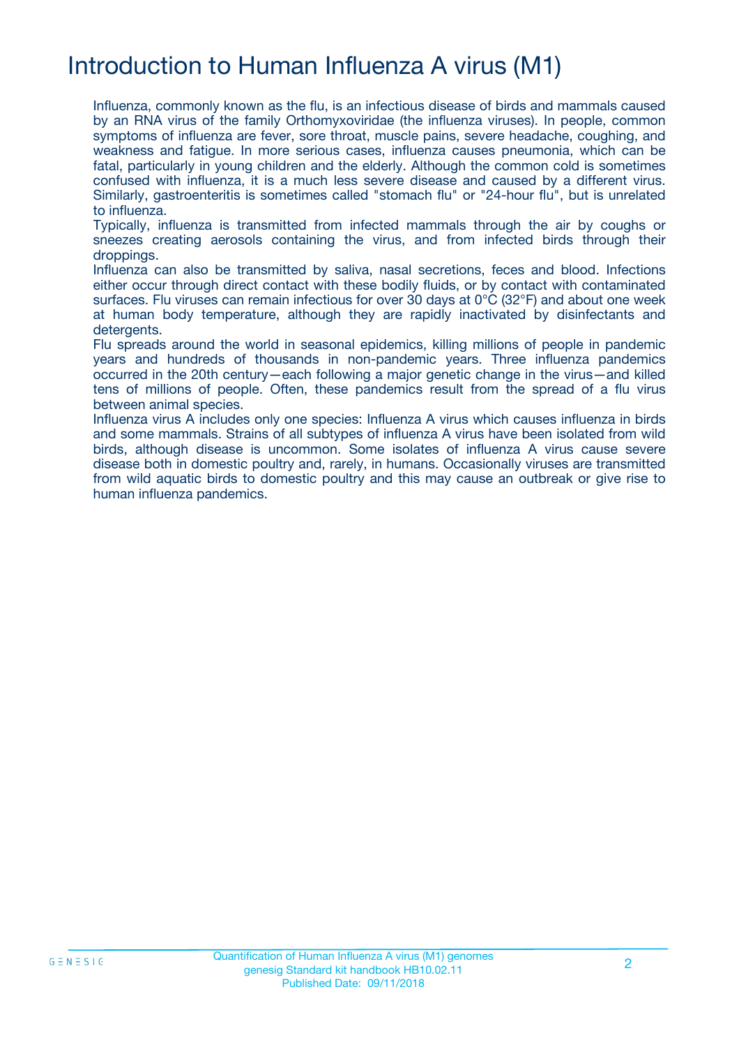# Introduction to Human Influenza A virus (M1)

Influenza, commonly known as the flu, is an infectious disease of birds and mammals caused by an RNA virus of the family Orthomyxoviridae (the influenza viruses). In people, common symptoms of influenza are fever, sore throat, muscle pains, severe headache, coughing, and weakness and fatigue. In more serious cases, influenza causes pneumonia, which can be fatal, particularly in young children and the elderly. Although the common cold is sometimes confused with influenza, it is a much less severe disease and caused by a different virus. Similarly, gastroenteritis is sometimes called "stomach flu" or "24-hour flu", but is unrelated to influenza.

Typically, influenza is transmitted from infected mammals through the air by coughs or sneezes creating aerosols containing the virus, and from infected birds through their droppings.

Influenza can also be transmitted by saliva, nasal secretions, feces and blood. Infections either occur through direct contact with these bodily fluids, or by contact with contaminated surfaces. Flu viruses can remain infectious for over 30 days at 0°C (32°F) and about one week at human body temperature, although they are rapidly inactivated by disinfectants and detergents.

Flu spreads around the world in seasonal epidemics, killing millions of people in pandemic years and hundreds of thousands in non-pandemic years. Three influenza pandemics occurred in the 20th century—each following a major genetic change in the virus—and killed tens of millions of people. Often, these pandemics result from the spread of a flu virus between animal species.

Influenza virus A includes only one species: Influenza A virus which causes influenza in birds and some mammals. Strains of all subtypes of influenza A virus have been isolated from wild birds, although disease is uncommon. Some isolates of influenza A virus cause severe disease both in domestic poultry and, rarely, in humans. Occasionally viruses are transmitted from wild aquatic birds to domestic poultry and this may cause an outbreak or give rise to human influenza pandemics.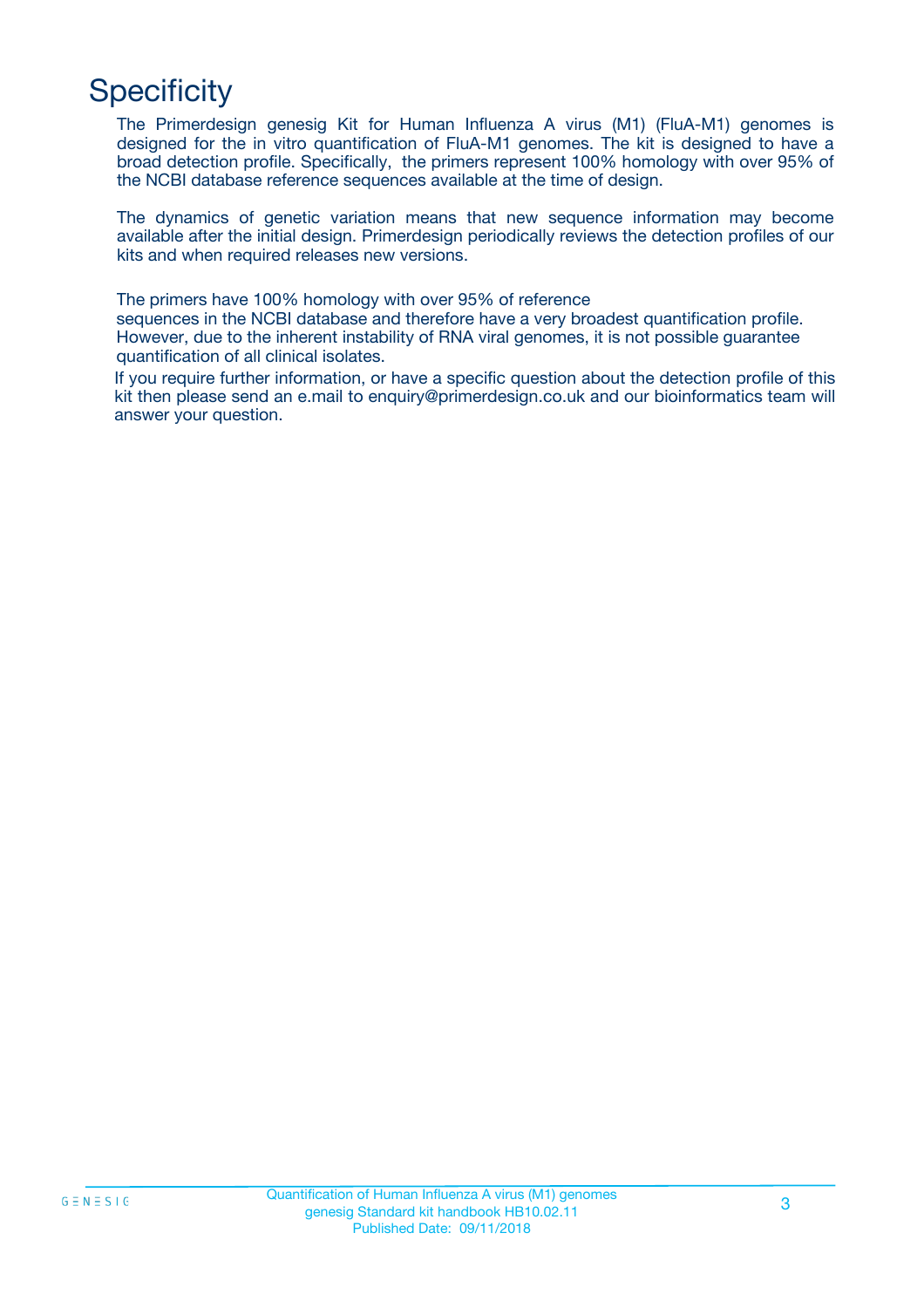# Specificity

The Primerdesign genesig Kit for Human Influenza A virus (M1) (FluA-M1) genomes is designed for the in vitro quantification of FluA-M1 genomes. The kit is designed to have a broad detection profile. Specifically, the primers represent 100% homology with over 95% of the NCBI database reference sequences available at the time of design.

The dynamics of genetic variation means that new sequence information may become available after the initial design. Primerdesign periodically reviews the detection profiles of our kits and when required releases new versions.

The primers have 100% homology with over 95% of reference sequences in the NCBI database and therefore have a very broadest quantification profile. However, due to the inherent instability of RNA viral genomes, it is not possible guarantee quantification of all clinical isolates.

If you require further information, or have a specific question about the detection profile of this kit then please send an e.mail to enquiry@primerdesign.co.uk and our bioinformatics team will answer your question.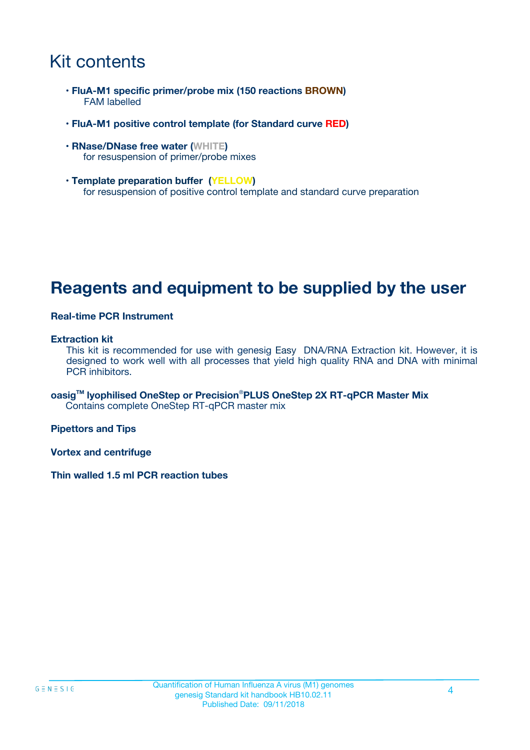# Kit contents

- **FluA-M1 specific primer/probe mix (150 reactions BROWN)**
  FAM labelled
- **FluA-M1 positive control template (for Standard curve RED)**
- **RNase/DNase free water (WHITE)**
  for resuspension of primer/probe mixes
- **Template preparation buffer (YELLOW)**
  for resuspension of positive control template and standard curve preparation

# Reagents and equipment to be supplied by the user

**Real-time PCR Instrument**

**Extraction kit**
This kit is recommended for use with genesig Easy DNA/RNA Extraction kit. However, it is designed to work well with all processes that yield high quality RNA and DNA with minimal PCR inhibitors.

**oasig™ lyophilised OneStep or Precision®PLUS OneStep 2X RT-qPCR Master Mix**
Contains complete OneStep RT-qPCR master mix

**Pipettors and Tips**

**Vortex and centrifuge**

**Thin walled 1.5 ml PCR reaction tubes**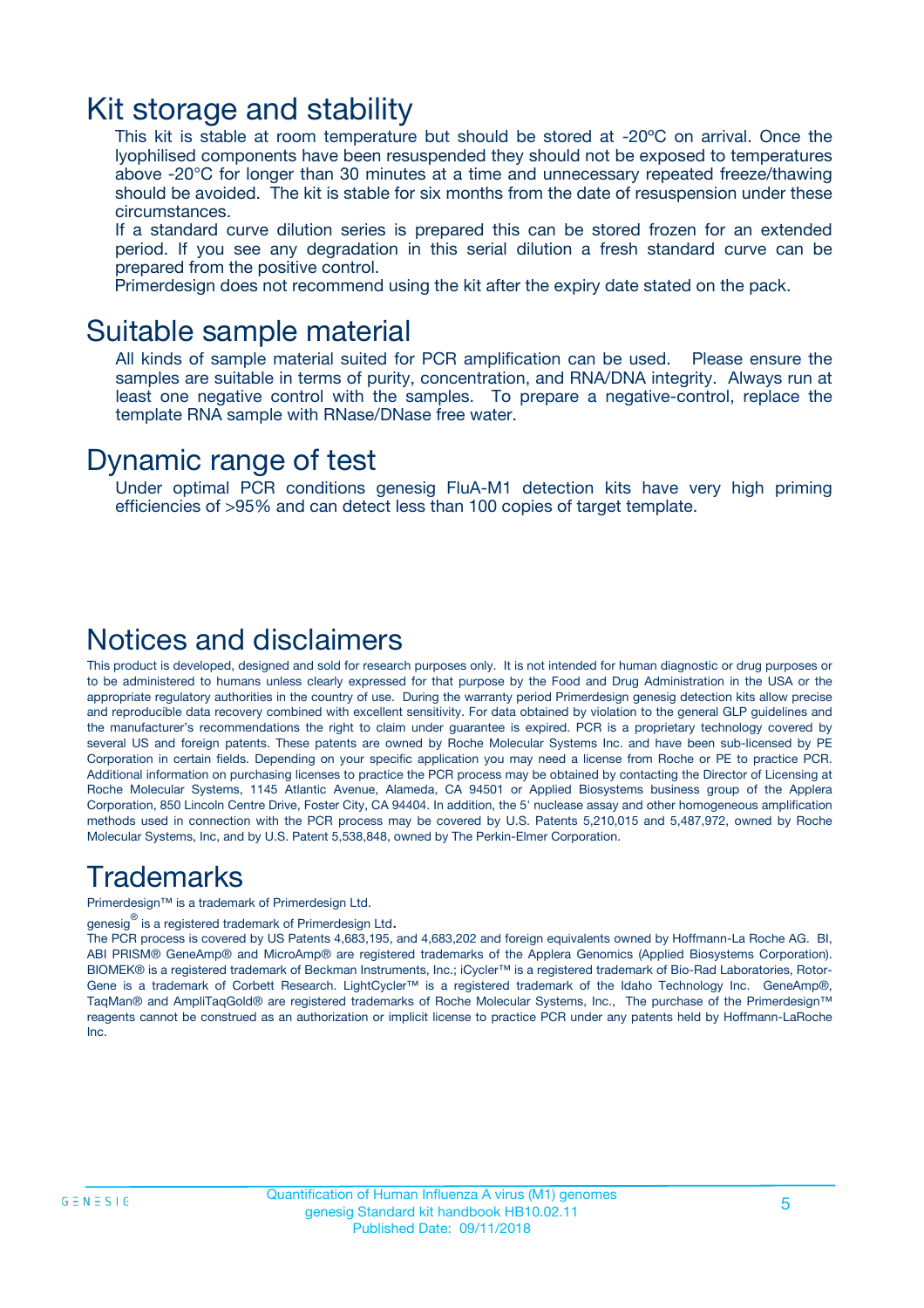# Kit storage and stability

This kit is stable at room temperature but should be stored at -20ºC on arrival. Once the lyophilised components have been resuspended they should not be exposed to temperatures above -20°C for longer than 30 minutes at a time and unnecessary repeated freeze/thawing should be avoided. The kit is stable for six months from the date of resuspension under these circumstances.

If a standard curve dilution series is prepared this can be stored frozen for an extended period. If you see any degradation in this serial dilution a fresh standard curve can be prepared from the positive control.

Primerdesign does not recommend using the kit after the expiry date stated on the pack.

# Suitable sample material

All kinds of sample material suited for PCR amplification can be used. Please ensure the samples are suitable in terms of purity, concentration, and RNA/DNA integrity. Always run at least one negative control with the samples. To prepare a negative-control, replace the template RNA sample with RNase/DNase free water.

# Dynamic range of test

Under optimal PCR conditions genesig FluA-M1 detection kits have very high priming efficiencies of >95% and can detect less than 100 copies of target template.

# Notices and disclaimers

This product is developed, designed and sold for research purposes only. It is not intended for human diagnostic or drug purposes or to be administered to humans unless clearly expressed for that purpose by the Food and Drug Administration in the USA or the appropriate regulatory authorities in the country of use. During the warranty period Primerdesign genesig detection kits allow precise and reproducible data recovery combined with excellent sensitivity. For data obtained by violation to the general GLP guidelines and the manufacturer's recommendations the right to claim under guarantee is expired. PCR is a proprietary technology covered by several US and foreign patents. These patents are owned by Roche Molecular Systems Inc. and have been sub-licensed by PE Corporation in certain fields. Depending on your specific application you may need a license from Roche or PE to practice PCR. Additional information on purchasing licenses to practice the PCR process may be obtained by contacting the Director of Licensing at Roche Molecular Systems, 1145 Atlantic Avenue, Alameda, CA 94501 or Applied Biosystems business group of the Applera Corporation, 850 Lincoln Centre Drive, Foster City, CA 94404. In addition, the 5' nuclease assay and other homogeneous amplification methods used in connection with the PCR process may be covered by U.S. Patents 5,210,015 and 5,487,972, owned by Roche Molecular Systems, Inc, and by U.S. Patent 5,538,848, owned by The Perkin-Elmer Corporation.

# Trademarks

Primerdesign™ is a trademark of Primerdesign Ltd.

genesig® is a registered trademark of Primerdesign Ltd.

The PCR process is covered by US Patents 4,683,195, and 4,683,202 and foreign equivalents owned by Hoffmann-La Roche AG. BI, ABI PRISM® GeneAmp® and MicroAmp® are registered trademarks of the Applera Genomics (Applied Biosystems Corporation). BIOMEK® is a registered trademark of Beckman Instruments, Inc.; iCycler™ is a registered trademark of Bio-Rad Laboratories, Rotor-Gene is a trademark of Corbett Research. LightCycler™ is a registered trademark of the Idaho Technology Inc. GeneAmp®, TaqMan® and AmpliTaqGold® are registered trademarks of Roche Molecular Systems, Inc., The purchase of the Primerdesign™ reagents cannot be construed as an authorization or implicit license to practice PCR under any patents held by Hoffmann-LaRoche Inc.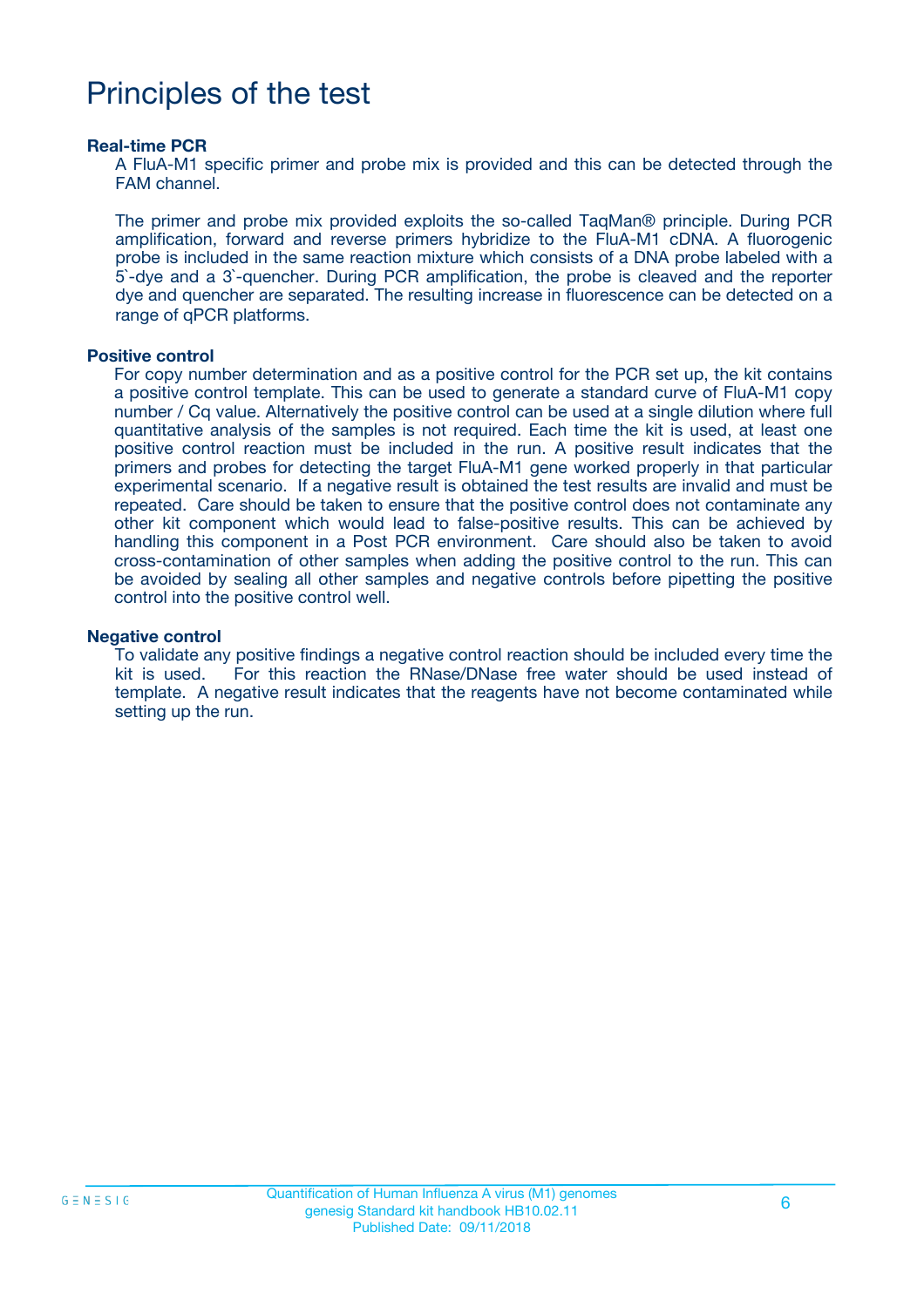# Principles of the test

**Real-time PCR**

A FluA-M1 specific primer and probe mix is provided and this can be detected through the FAM channel.

The primer and probe mix provided exploits the so-called TaqMan® principle. During PCR amplification, forward and reverse primers hybridize to the FluA-M1 cDNA. A fluorogenic probe is included in the same reaction mixture which consists of a DNA probe labeled with a 5`-dye and a 3`-quencher. During PCR amplification, the probe is cleaved and the reporter dye and quencher are separated. The resulting increase in fluorescence can be detected on a range of qPCR platforms.

**Positive control**

For copy number determination and as a positive control for the PCR set up, the kit contains a positive control template. This can be used to generate a standard curve of FluA-M1 copy number / Cq value. Alternatively the positive control can be used at a single dilution where full quantitative analysis of the samples is not required. Each time the kit is used, at least one positive control reaction must be included in the run. A positive result indicates that the primers and probes for detecting the target FluA-M1 gene worked properly in that particular experimental scenario. If a negative result is obtained the test results are invalid and must be repeated. Care should be taken to ensure that the positive control does not contaminate any other kit component which would lead to false-positive results. This can be achieved by handling this component in a Post PCR environment. Care should also be taken to avoid cross-contamination of other samples when adding the positive control to the run. This can be avoided by sealing all other samples and negative controls before pipetting the positive control into the positive control well.

**Negative control**

To validate any positive findings a negative control reaction should be included every time the kit is used. For this reaction the RNase/DNase free water should be used instead of template. A negative result indicates that the reagents have not become contaminated while setting up the run.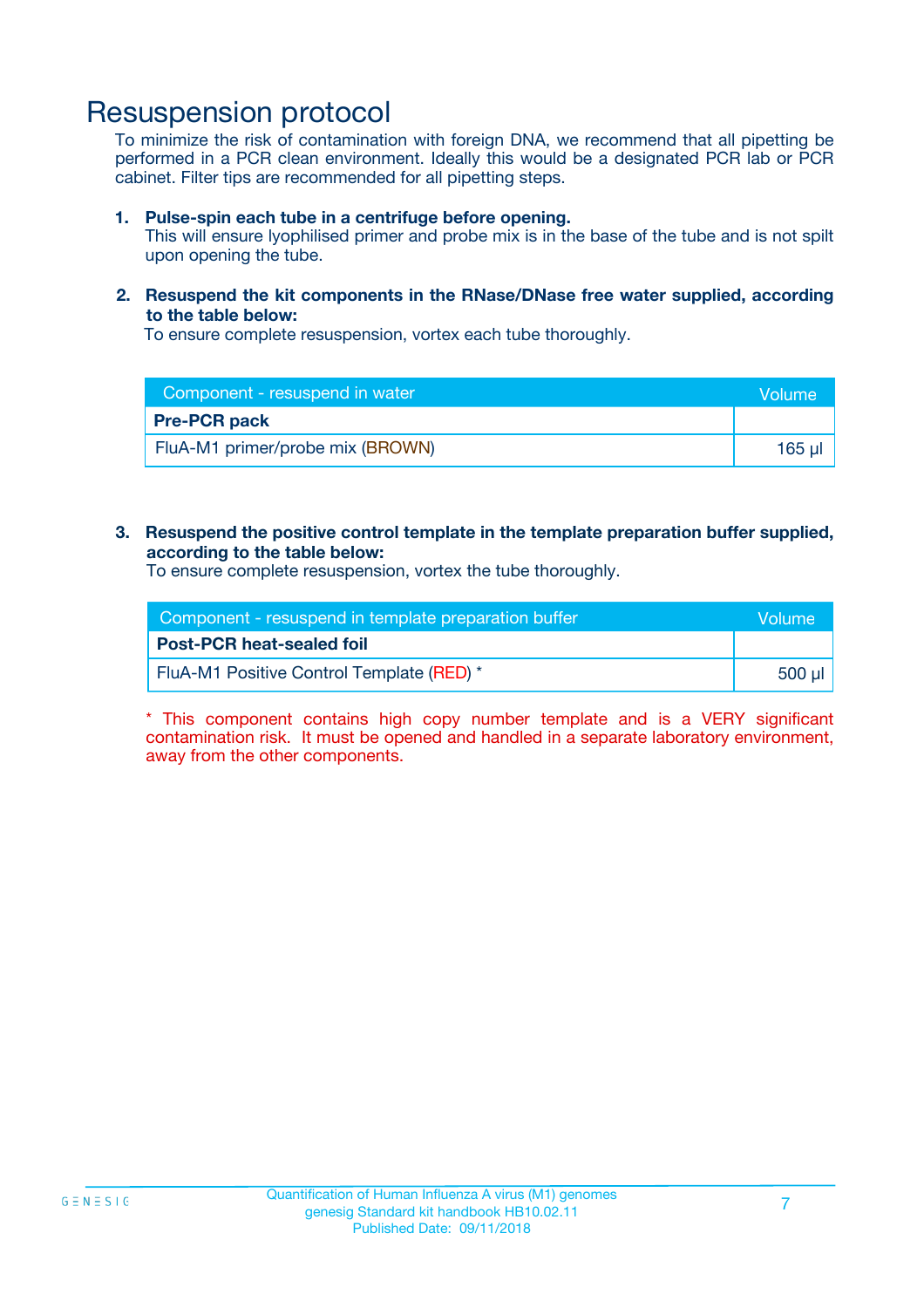# Resuspension protocol

To minimize the risk of contamination with foreign DNA, we recommend that all pipetting be performed in a PCR clean environment. Ideally this would be a designated PCR lab or PCR cabinet. Filter tips are recommended for all pipetting steps.

1. **Pulse-spin each tube in a centrifuge before opening.**
   This will ensure lyophilised primer and probe mix is in the base of the tube and is not spilt upon opening the tube.

2. **Resuspend the kit components in the RNase/DNase free water supplied, according to the table below:**
   To ensure complete resuspension, vortex each tube thoroughly.

| Component - resuspend in water | Volume |
|---|---|
| **Pre-PCR pack** | |
| FluA-M1 primer/probe mix (BROWN) | 165 µl |

3. **Resuspend the positive control template in the template preparation buffer supplied, according to the table below:**
   To ensure complete resuspension, vortex the tube thoroughly.

| Component - resuspend in template preparation buffer | Volume |
|---|---|
| **Post-PCR heat-sealed foil** | |
| FluA-M1 Positive Control Template (RED) * | 500 µl |

* This component contains high copy number template and is a VERY significant contamination risk. It must be opened and handled in a separate laboratory environment, away from the other components.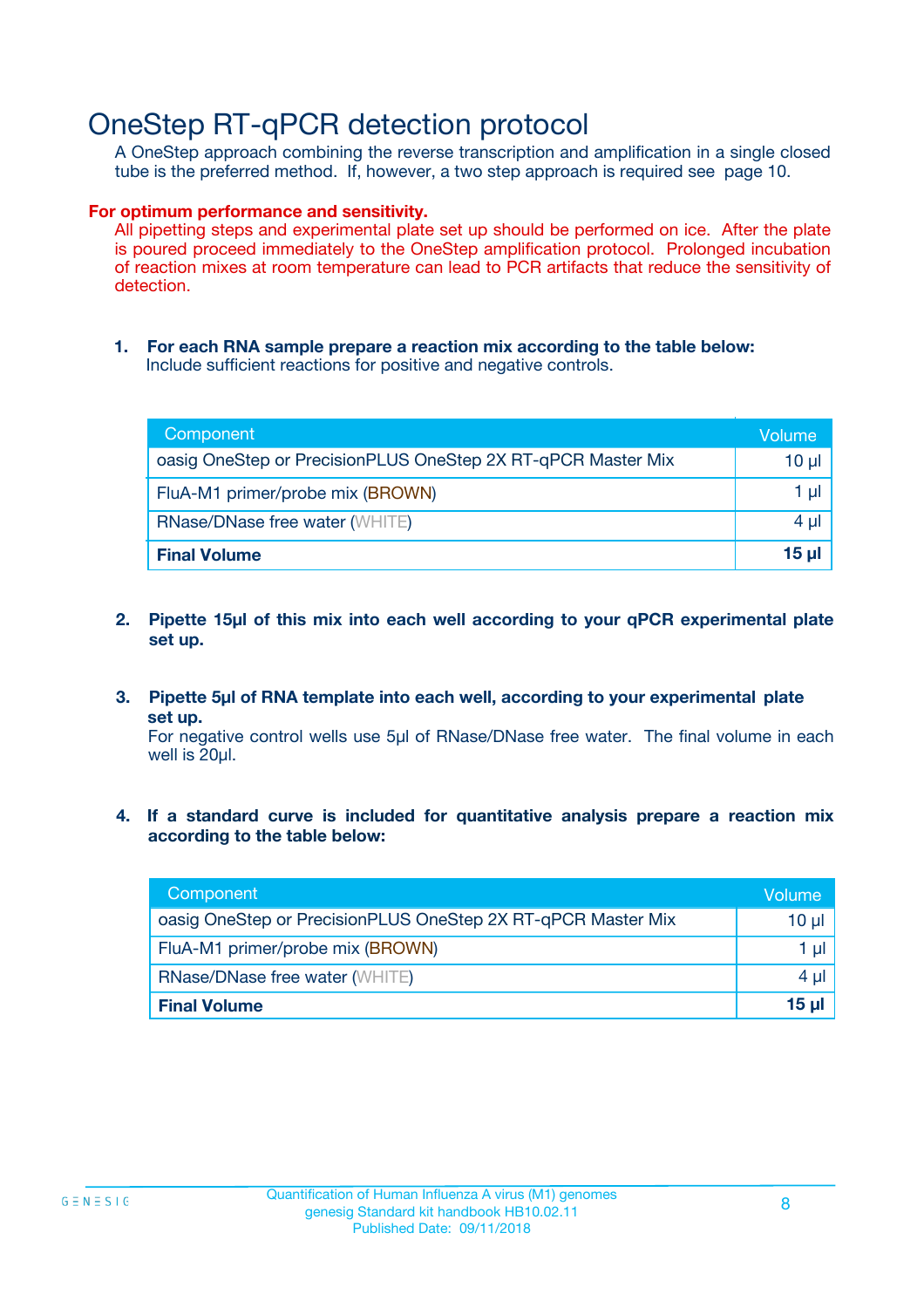# OneStep RT-qPCR detection protocol

A OneStep approach combining the reverse transcription and amplification in a single closed tube is the preferred method. If, however, a two step approach is required see page 10.

**For optimum performance and sensitivity.**

All pipetting steps and experimental plate set up should be performed on ice. After the plate is poured proceed immediately to the OneStep amplification protocol. Prolonged incubation of reaction mixes at room temperature can lead to PCR artifacts that reduce the sensitivity of detection.

1. **For each RNA sample prepare a reaction mix according to the table below:**
   Include sufficient reactions for positive and negative controls.

| Component | Volume |
|---|---|
| oasig OneStep or PrecisionPLUS OneStep 2X RT-qPCR Master Mix | 10 µl |
| FluA-M1 primer/probe mix (BROWN) | 1 µl |
| RNase/DNase free water (WHITE) | 4 µl |
| **Final Volume** | **15 µl** |

2. **Pipette 15µl of this mix into each well according to your qPCR experimental plate set up.**

3. **Pipette 5µl of RNA template into each well, according to your experimental plate set up.**
   For negative control wells use 5µl of RNase/DNase free water. The final volume in each well is 20µl.

4. **If a standard curve is included for quantitative analysis prepare a reaction mix according to the table below:**

| Component | Volume |
|---|---|
| oasig OneStep or PrecisionPLUS OneStep 2X RT-qPCR Master Mix | 10 µl |
| FluA-M1 primer/probe mix (BROWN) | 1 µl |
| RNase/DNase free water (WHITE) | 4 µl |
| **Final Volume** | **15 µl** |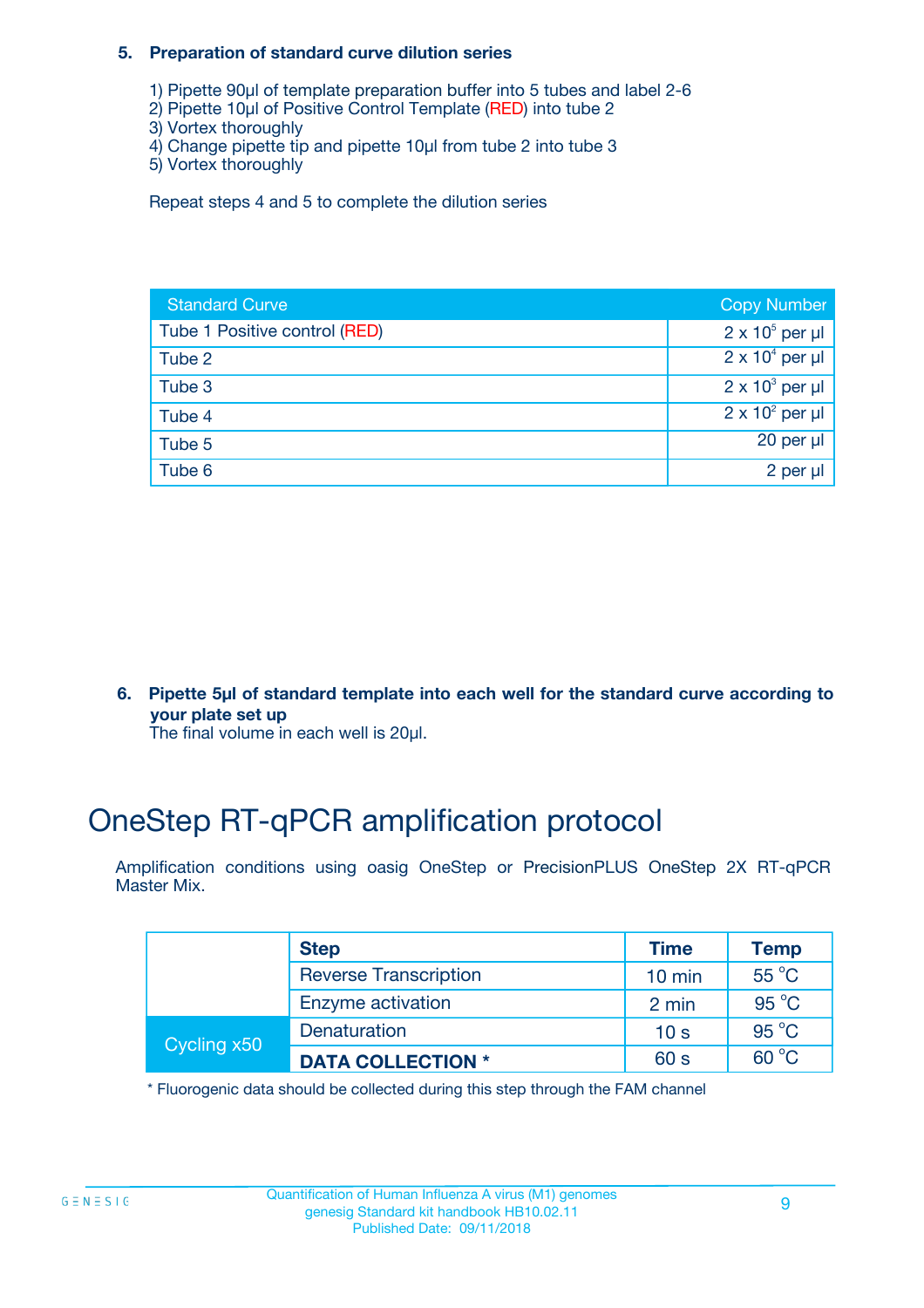### 5. Preparation of standard curve dilution series

1) Pipette 90µl of template preparation buffer into 5 tubes and label 2-6
2) Pipette 10µl of Positive Control Template (RED) into tube 2
3) Vortex thoroughly
4) Change pipette tip and pipette 10µl from tube 2 into tube 3
5) Vortex thoroughly

Repeat steps 4 and 5 to complete the dilution series

| Standard Curve | Copy Number |
|---|---|
| Tube 1 Positive control (RED) | $2 \times 10^5$ per µl |
| Tube 2 | $2 \times 10^4$ per µl |
| Tube 3 | $2 \times 10^3$ per µl |
| Tube 4 | $2 \times 10^2$ per µl |
| Tube 5 | 20 per µl |
| Tube 6 | 2 per µl |

### 6. Pipette 5µl of standard template into each well for the standard curve according to your plate set up

The final volume in each well is 20µl.

# OneStep RT-qPCR amplification protocol

Amplification conditions using oasig OneStep or PrecisionPLUS OneStep 2X RT-qPCR Master Mix.

| | Step | Time | Temp |
|---|---|---|---|
| | Reverse Transcription | 10 min | 55 °C |
| | Enzyme activation | 2 min | 95 °C |
| Cycling x50 | Denaturation | 10 s | 95 °C |
| | **DATA COLLECTION *** | 60 s | 60 °C |

* Fluorogenic data should be collected during this step through the FAM channel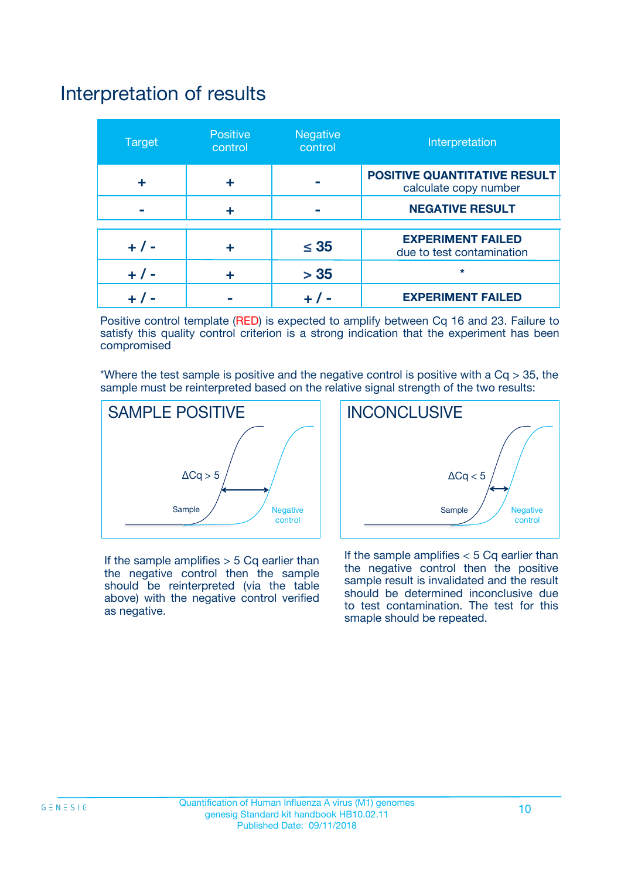# Interpretation of results

| Target | Positive control | Negative control | Interpretation |
|---|---|---|---|
| + | + | - | **POSITIVE QUANTITATIVE RESULT** calculate copy number |
| - | + | - | **NEGATIVE RESULT** |
| + / - | + | ≤ 35 | **EXPERIMENT FAILED** due to test contamination |
| + / - | + | > 35 | * |
| + / - | - | + / - | **EXPERIMENT FAILED** |

Positive control template (RED) is expected to amplify between Cq 16 and 23. Failure to satisfy this quality control criterion is a strong indication that the experiment has been compromised

*Where the test sample is positive and the negative control is positive with a Cq > 35, the sample must be reinterpreted based on the relative signal strength of the two results:

SAMPLE POSITIVE

ΔCq > 5

Sample

Negative control

INCONCLUSIVE

ΔCq < 5

Sample

Negative control

If the sample amplifies > 5 Cq earlier than the negative control then the sample should be reinterpreted (via the table above) with the negative control verified as negative.

If the sample amplifies < 5 Cq earlier than the negative control then the positive sample result is invalidated and the result should be determined inconclusive due to test contamination. The test for this smaple should be repeated.